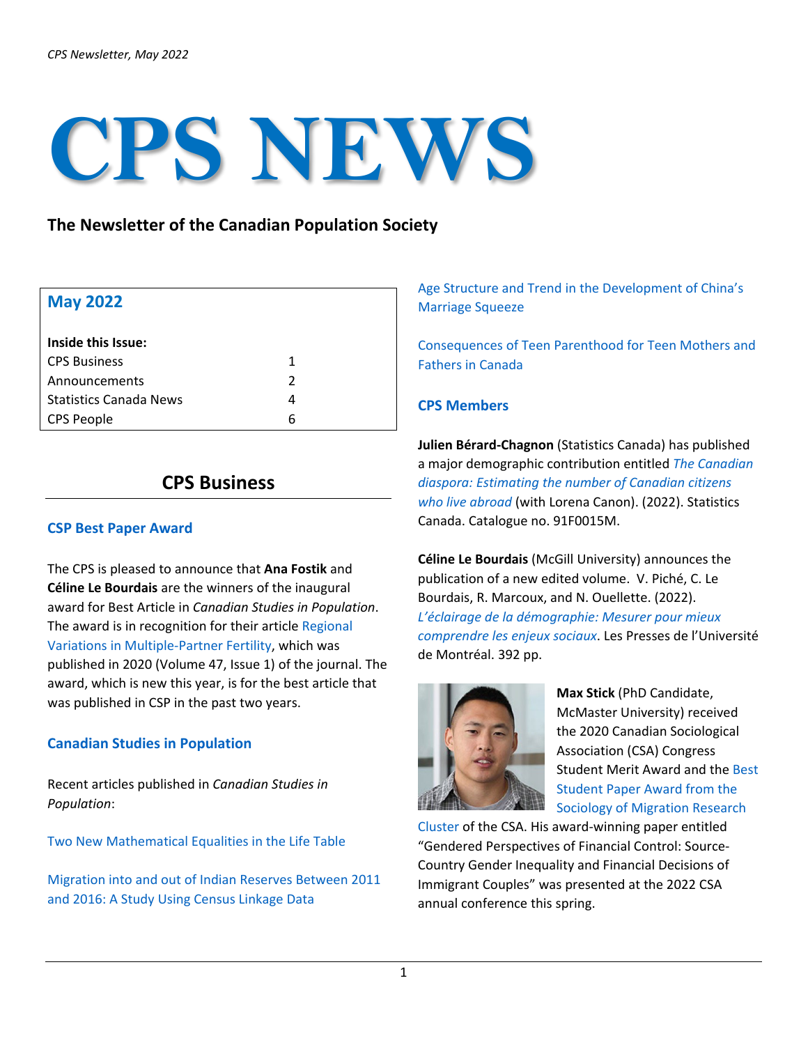# CPS NEWS

**The Newsletter of the Canadian Population Society**

## May 2022

**Inside this Issue:**

| | |
|---|---|
| CPS Business | 1 |
| Announcements | 2 |
| Statistics Canada News | 4 |
| CPS People | 6 |

## CPS Business

### CSP Best Paper Award

The CPS is pleased to announce that **Ana Fostik** and **Céline Le Bourdais** are the winners of the inaugural award for Best Article in *Canadian Studies in Population*. The award is in recognition for their article Regional Variations in Multiple-Partner Fertility, which was published in 2020 (Volume 47, Issue 1) of the journal. The award, which is new this year, is for the best article that was published in CSP in the past two years.

### Canadian Studies in Population

Recent articles published in *Canadian Studies in Population*:

Two New Mathematical Equalities in the Life Table

Migration into and out of Indian Reserves Between 2011 and 2016: A Study Using Census Linkage Data

Age Structure and Trend in the Development of China's Marriage Squeeze

Consequences of Teen Parenthood for Teen Mothers and Fathers in Canada

### CPS Members

**Julien Bérard-Chagnon** (Statistics Canada) has published a major demographic contribution entitled *The Canadian diaspora: Estimating the number of Canadian citizens who live abroad* (with Lorena Canon). (2022). Statistics Canada. Catalogue no. 91F0015M.

**Céline Le Bourdais** (McGill University) announces the publication of a new edited volume. V. Piché, C. Le Bourdais, R. Marcoux, and N. Ouellette. (2022). *L'éclairage de la démographie: Mesurer pour mieux comprendre les enjeux sociaux*. Les Presses de l'Université de Montréal. 392 pp.

**Max Stick** (PhD Candidate, McMaster University) received the 2020 Canadian Sociological Association (CSA) Congress Student Merit Award and the Best Student Paper Award from the Sociology of Migration Research Cluster of the CSA. His award-winning paper entitled "Gendered Perspectives of Financial Control: Source-Country Gender Inequality and Financial Decisions of Immigrant Couples" was presented at the 2022 CSA annual conference this spring.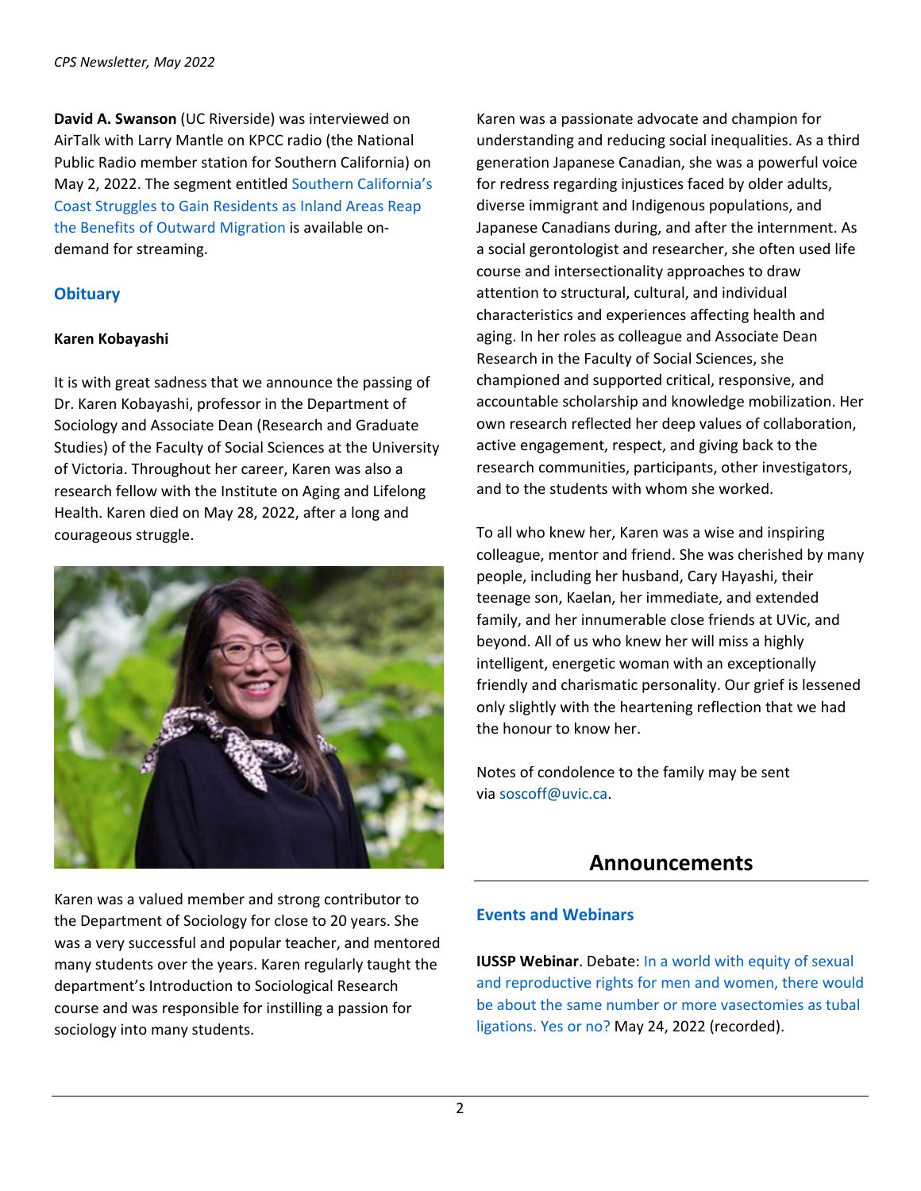**David A. Swanson** (UC Riverside) was interviewed on AirTalk with Larry Mantle on KPCC radio (the National Public Radio member station for Southern California) on May 2, 2022. The segment entitled Southern California's Coast Struggles to Gain Residents as Inland Areas Reap the Benefits of Outward Migration is available on-demand for streaming.

## Obituary

**Karen Kobayashi**

It is with great sadness that we announce the passing of Dr. Karen Kobayashi, professor in the Department of Sociology and Associate Dean (Research and Graduate Studies) of the Faculty of Social Sciences at the University of Victoria. Throughout her career, Karen was also a research fellow with the Institute on Aging and Lifelong Health. Karen died on May 28, 2022, after a long and courageous struggle.

Karen was a valued member and strong contributor to the Department of Sociology for close to 20 years. She was a very successful and popular teacher, and mentored many students over the years. Karen regularly taught the department's Introduction to Sociological Research course and was responsible for instilling a passion for sociology into many students.

Karen was a passionate advocate and champion for understanding and reducing social inequalities. As a third generation Japanese Canadian, she was a powerful voice for redress regarding injustices faced by older adults, diverse immigrant and Indigenous populations, and Japanese Canadians during, and after the internment. As a social gerontologist and researcher, she often used life course and intersectionality approaches to draw attention to structural, cultural, and individual characteristics and experiences affecting health and aging. In her roles as colleague and Associate Dean Research in the Faculty of Social Sciences, she championed and supported critical, responsive, and accountable scholarship and knowledge mobilization. Her own research reflected her deep values of collaboration, active engagement, respect, and giving back to the research communities, participants, other investigators, and to the students with whom she worked.

To all who knew her, Karen was a wise and inspiring colleague, mentor and friend. She was cherished by many people, including her husband, Cary Hayashi, their teenage son, Kaelan, her immediate, and extended family, and her innumerable close friends at UVic, and beyond. All of us who knew her will miss a highly intelligent, energetic woman with an exceptionally friendly and charismatic personality. Our grief is lessened only slightly with the heartening reflection that we had the honour to know her.

Notes of condolence to the family may be sent via soscoff@uvic.ca.

# Announcements

## Events and Webinars

**IUSSP Webinar**. Debate: In a world with equity of sexual and reproductive rights for men and women, there would be about the same number or more vasectomies as tubal ligations. Yes or no? May 24, 2022 (recorded).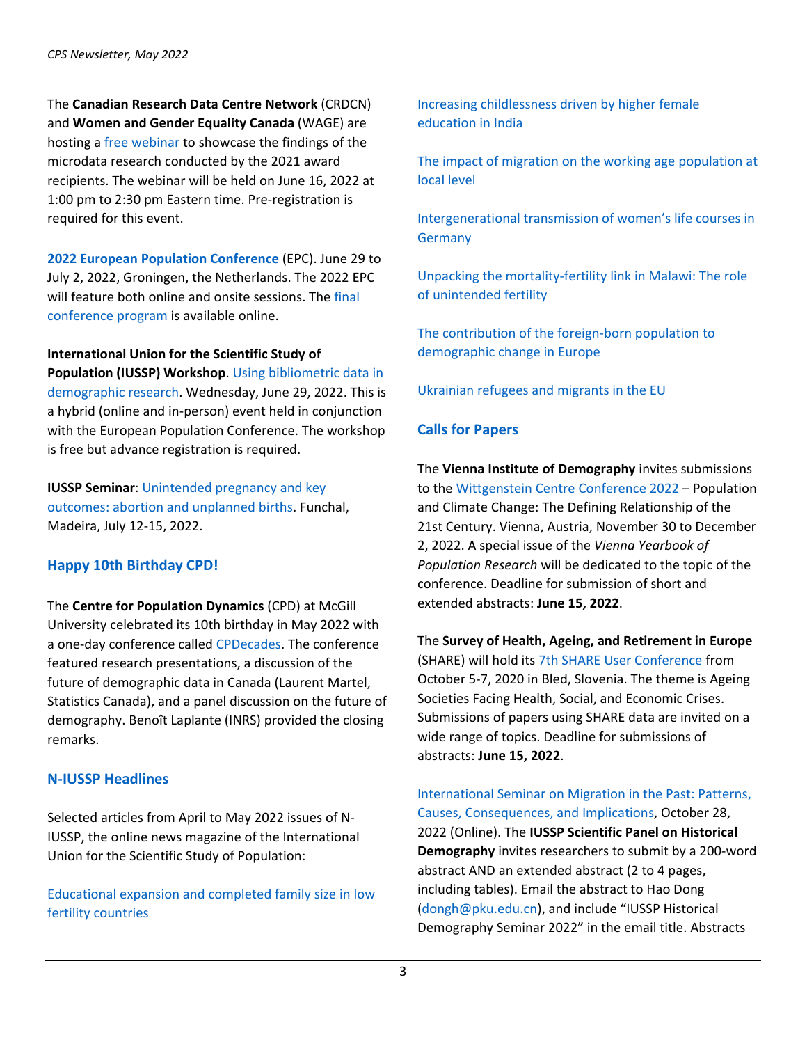The **Canadian Research Data Centre Network** (CRDCN) and **Women and Gender Equality Canada** (WAGE) are hosting a free webinar to showcase the findings of the microdata research conducted by the 2021 award recipients. The webinar will be held on June 16, 2022 at 1:00 pm to 2:30 pm Eastern time. Pre-registration is required for this event.

**2022 European Population Conference** (EPC). June 29 to July 2, 2022, Groningen, the Netherlands. The 2022 EPC will feature both online and onsite sessions. The final conference program is available online.

**International Union for the Scientific Study of Population (IUSSP) Workshop**. Using bibliometric data in demographic research. Wednesday, June 29, 2022. This is a hybrid (online and in-person) event held in conjunction with the European Population Conference. The workshop is free but advance registration is required.

**IUSSP Seminar**: Unintended pregnancy and key outcomes: abortion and unplanned births. Funchal, Madeira, July 12-15, 2022.

## Happy 10th Birthday CPD!

The **Centre for Population Dynamics** (CPD) at McGill University celebrated its 10th birthday in May 2022 with a one-day conference called CPDecades. The conference featured research presentations, a discussion of the future of demographic data in Canada (Laurent Martel, Statistics Canada), and a panel discussion on the future of demography. Benoît Laplante (INRS) provided the closing remarks.

## N-IUSSP Headlines

Selected articles from April to May 2022 issues of N-IUSSP, the online news magazine of the International Union for the Scientific Study of Population:

Educational expansion and completed family size in low fertility countries

Increasing childlessness driven by higher female education in India

The impact of migration on the working age population at local level

Intergenerational transmission of women's life courses in Germany

Unpacking the mortality-fertility link in Malawi: The role of unintended fertility

The contribution of the foreign-born population to demographic change in Europe

Ukrainian refugees and migrants in the EU

## Calls for Papers

The **Vienna Institute of Demography** invites submissions to the Wittgenstein Centre Conference 2022 – Population and Climate Change: The Defining Relationship of the 21st Century. Vienna, Austria, November 30 to December 2, 2022. A special issue of the *Vienna Yearbook of Population Research* will be dedicated to the topic of the conference. Deadline for submission of short and extended abstracts: **June 15, 2022**.

The **Survey of Health, Ageing, and Retirement in Europe** (SHARE) will hold its 7th SHARE User Conference from October 5-7, 2020 in Bled, Slovenia. The theme is Ageing Societies Facing Health, Social, and Economic Crises. Submissions of papers using SHARE data are invited on a wide range of topics. Deadline for submissions of abstracts: **June 15, 2022**.

International Seminar on Migration in the Past: Patterns, Causes, Consequences, and Implications, October 28, 2022 (Online). The **IUSSP Scientific Panel on Historical Demography** invites researchers to submit by a 200-word abstract AND an extended abstract (2 to 4 pages, including tables). Email the abstract to Hao Dong (dongh@pku.edu.cn), and include "IUSSP Historical Demography Seminar 2022" in the email title. Abstracts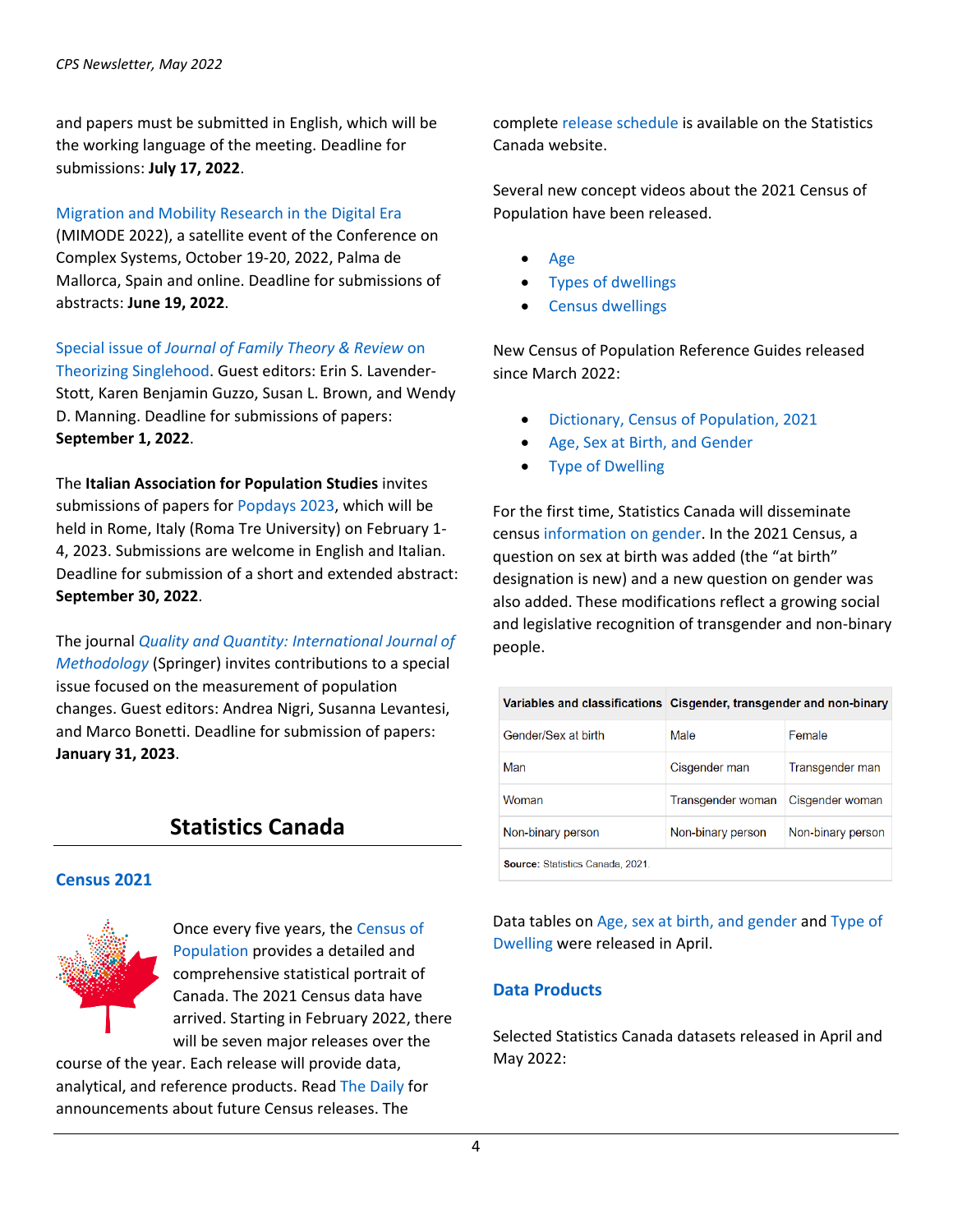and papers must be submitted in English, which will be the working language of the meeting. Deadline for submissions: **July 17, 2022**.

Migration and Mobility Research in the Digital Era (MIMODE 2022), a satellite event of the Conference on Complex Systems, October 19-20, 2022, Palma de Mallorca, Spain and online. Deadline for submissions of abstracts: **June 19, 2022**.

Special issue of *Journal of Family Theory & Review* on Theorizing Singlehood. Guest editors: Erin S. Lavender-Stott, Karen Benjamin Guzzo, Susan L. Brown, and Wendy D. Manning. Deadline for submissions of papers: **September 1, 2022**.

The **Italian Association for Population Studies** invites submissions of papers for Popdays 2023, which will be held in Rome, Italy (Roma Tre University) on February 1-4, 2023. Submissions are welcome in English and Italian. Deadline for submission of a short and extended abstract: **September 30, 2022**.

The journal *Quality and Quantity: International Journal of Methodology* (Springer) invites contributions to a special issue focused on the measurement of population changes. Guest editors: Andrea Nigri, Susanna Levantesi, and Marco Bonetti. Deadline for submission of papers: **January 31, 2023**.

## Statistics Canada

### Census 2021

Once every five years, the Census of Population provides a detailed and comprehensive statistical portrait of Canada. The 2021 Census data have arrived. Starting in February 2022, there will be seven major releases over the course of the year. Each release will provide data, analytical, and reference products. Read The Daily for announcements about future Census releases. The complete release schedule is available on the Statistics Canada website.

Several new concept videos about the 2021 Census of Population have been released.

- Age
- Types of dwellings
- Census dwellings

New Census of Population Reference Guides released since March 2022:

- Dictionary, Census of Population, 2021
- Age, Sex at Birth, and Gender
- Type of Dwelling

For the first time, Statistics Canada will disseminate census information on gender. In the 2021 Census, a question on sex at birth was added (the "at birth" designation is new) and a new question on gender was also added. These modifications reflect a growing social and legislative recognition of transgender and non-binary people.

| Variables and classifications | Cisgender, transgender and non-binary | |
|---|---|---|
| Gender/Sex at birth | Male | Female |
| Man | Cisgender man | Transgender man |
| Woman | Transgender woman | Cisgender woman |
| Non-binary person | Non-binary person | Non-binary person |

**Source:** Statistics Canada, 2021.

Data tables on Age, sex at birth, and gender and Type of Dwelling were released in April.

### Data Products

Selected Statistics Canada datasets released in April and May 2022: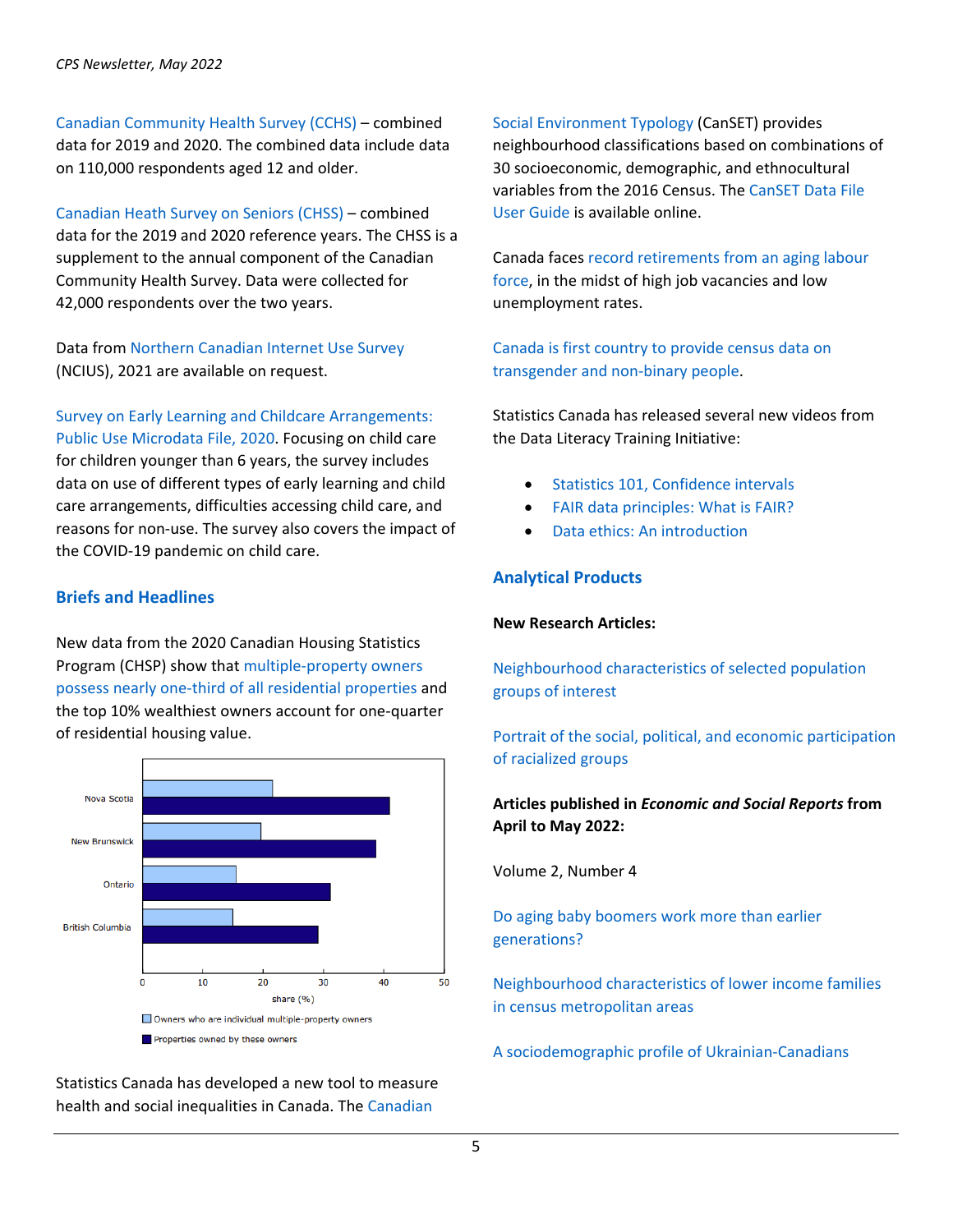Canadian Community Health Survey (CCHS) – combined data for 2019 and 2020. The combined data include data on 110,000 respondents aged 12 and older.

Canadian Heath Survey on Seniors (CHSS) – combined data for the 2019 and 2020 reference years. The CHSS is a supplement to the annual component of the Canadian Community Health Survey. Data were collected for 42,000 respondents over the two years.

Data from Northern Canadian Internet Use Survey (NCIUS), 2021 are available on request.

Survey on Early Learning and Childcare Arrangements: Public Use Microdata File, 2020. Focusing on child care for children younger than 6 years, the survey includes data on use of different types of early learning and child care arrangements, difficulties accessing child care, and reasons for non-use. The survey also covers the impact of the COVID-19 pandemic on child care.

## Briefs and Headlines

New data from the 2020 Canadian Housing Statistics Program (CHSP) show that multiple-property owners possess nearly one-third of all residential properties and the top 10% wealthiest owners account for one-quarter of residential housing value.

Statistics Canada has developed a new tool to measure health and social inequalities in Canada. The Canadian Social Environment Typology (CanSET) provides neighbourhood classifications based on combinations of 30 socioeconomic, demographic, and ethnocultural variables from the 2016 Census. The CanSET Data File User Guide is available online.

Canada faces record retirements from an aging labour force, in the midst of high job vacancies and low unemployment rates.

Canada is first country to provide census data on transgender and non-binary people.

Statistics Canada has released several new videos from the Data Literacy Training Initiative:

- Statistics 101, Confidence intervals
- FAIR data principles: What is FAIR?
- Data ethics: An introduction

## Analytical Products

**New Research Articles:**

Neighbourhood characteristics of selected population groups of interest

Portrait of the social, political, and economic participation of racialized groups

**Articles published in *Economic and Social Reports* from April to May 2022:**

Volume 2, Number 4

Do aging baby boomers work more than earlier generations?

Neighbourhood characteristics of lower income families in census metropolitan areas

A sociodemographic profile of Ukrainian-Canadians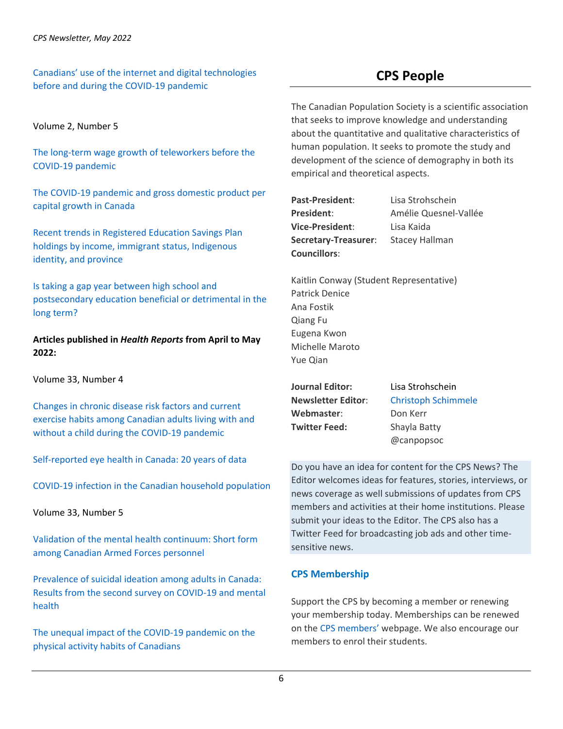Canadians' use of the internet and digital technologies before and during the COVID-19 pandemic

Volume 2, Number 5

The long-term wage growth of teleworkers before the COVID-19 pandemic

The COVID-19 pandemic and gross domestic product per capital growth in Canada

Recent trends in Registered Education Savings Plan holdings by income, immigrant status, Indigenous identity, and province

Is taking a gap year between high school and postsecondary education beneficial or detrimental in the long term?

**Articles published in *Health Reports* from April to May 2022:**

Volume 33, Number 4

Changes in chronic disease risk factors and current exercise habits among Canadian adults living with and without a child during the COVID-19 pandemic

Self-reported eye health in Canada: 20 years of data

COVID-19 infection in the Canadian household population

Volume 33, Number 5

Validation of the mental health continuum: Short form among Canadian Armed Forces personnel

Prevalence of suicidal ideation among adults in Canada: Results from the second survey on COVID-19 and mental health

The unequal impact of the COVID-19 pandemic on the physical activity habits of Canadians

## CPS People

The Canadian Population Society is a scientific association that seeks to improve knowledge and understanding about the quantitative and qualitative characteristics of human population. It seeks to promote the study and development of the science of demography in both its empirical and theoretical aspects.

**Past-President**: Lisa Strohschein
**President**: Amélie Quesnel-Vallée
**Vice-President**: Lisa Kaida
**Secretary-Treasurer**: Stacey Hallman
**Councillors**:

Kaitlin Conway (Student Representative)
Patrick Denice
Ana Fostik
Qiang Fu
Eugena Kwon
Michelle Maroto
Yue Qian

**Journal Editor:** Lisa Strohschein
**Newsletter Editor**: Christoph Schimmele
**Webmaster**: Don Kerr
**Twitter Feed:** Shayla Batty @canpopsoc

Do you have an idea for content for the CPS News? The Editor welcomes ideas for features, stories, interviews, or news coverage as well submissions of updates from CPS members and activities at their home institutions. Please submit your ideas to the Editor. The CPS also has a Twitter Feed for broadcasting job ads and other time-sensitive news.

### CPS Membership

Support the CPS by becoming a member or renewing your membership today. Memberships can be renewed on the CPS members' webpage. We also encourage our members to enrol their students.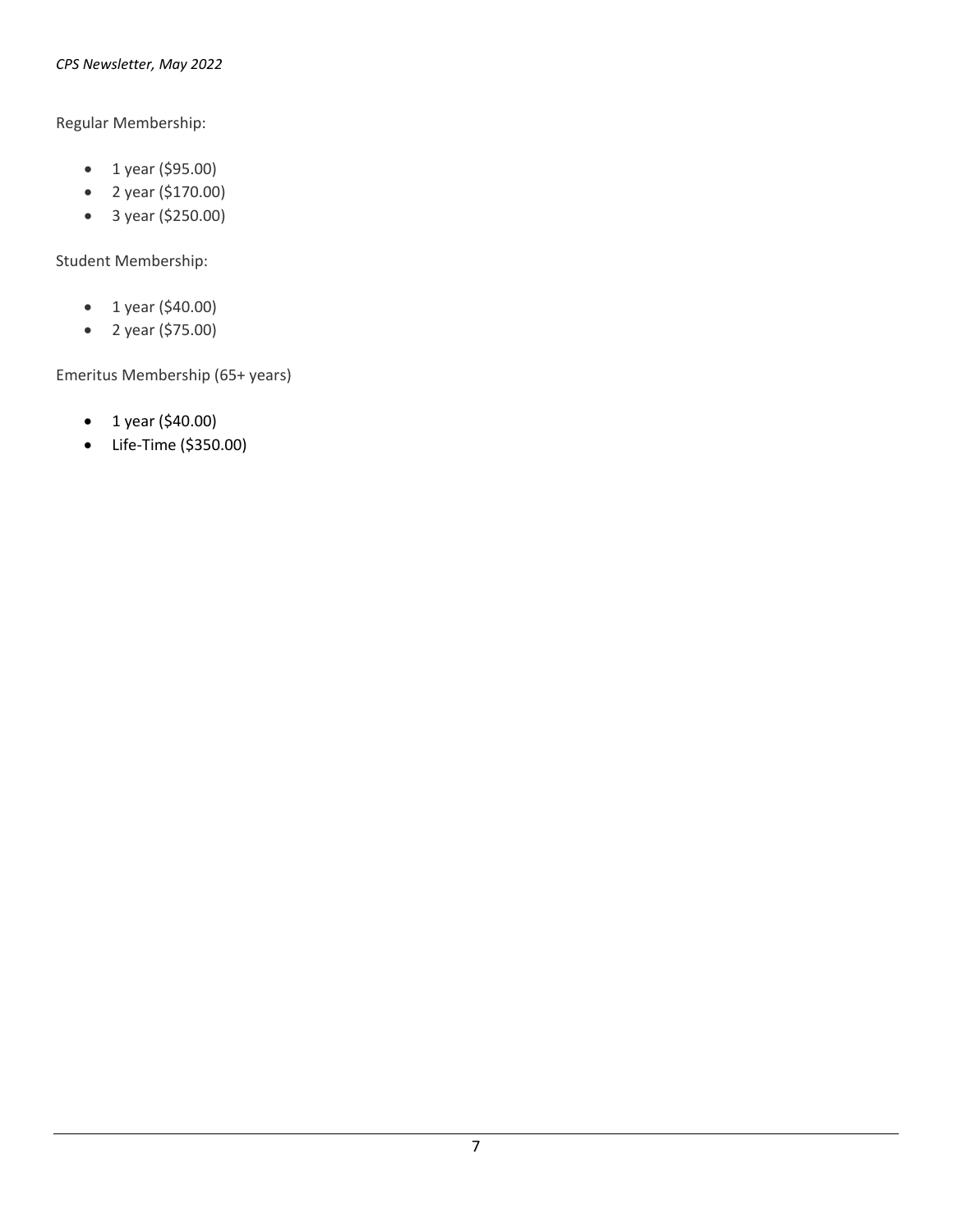Regular Membership:

- 1 year ($95.00)
- 2 year ($170.00)
- 3 year ($250.00)

Student Membership:

- 1 year ($40.00)
- 2 year ($75.00)

Emeritus Membership (65+ years)

- 1 year ($40.00)
- Life-Time ($350.00)